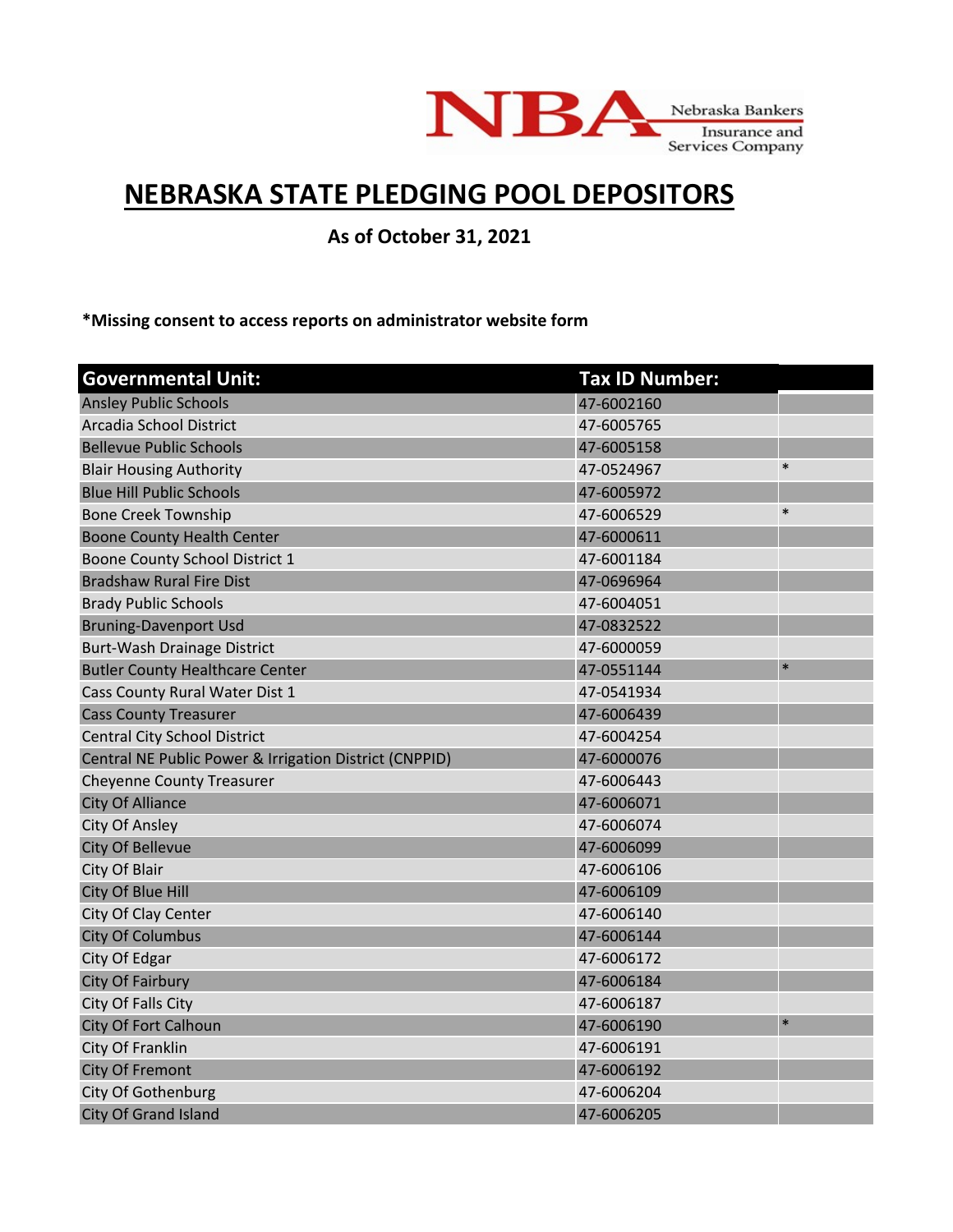# NEBRASKA STATE PLEDGING POOL DEPOSITORS

**As of October 31, 2021**

**\*Missing consent to access reports on administrator website form**

| Governmental Unit: | Tax ID Number: | |
|---|---|---|
| Ansley Public Schools | 47-6002160 | |
| Arcadia School District | 47-6005765 | |
| Bellevue Public Schools | 47-6005158 | |
| Blair Housing Authority | 47-0524967 | * |
| Blue Hill Public Schools | 47-6005972 | |
| Bone Creek Township | 47-6006529 | * |
| Boone County Health Center | 47-6000611 | |
| Boone County School District 1 | 47-6001184 | |
| Bradshaw Rural Fire Dist | 47-0696964 | |
| Brady Public Schools | 47-6004051 | |
| Bruning-Davenport Usd | 47-0832522 | |
| Burt-Wash Drainage District | 47-6000059 | |
| Butler County Healthcare Center | 47-0551144 | * |
| Cass County Rural Water Dist 1 | 47-0541934 | |
| Cass County Treasurer | 47-6006439 | |
| Central City School District | 47-6004254 | |
| Central NE Public Power & Irrigation District (CNPPID) | 47-6000076 | |
| Cheyenne County Treasurer | 47-6006443 | |
| City Of Alliance | 47-6006071 | |
| City Of Ansley | 47-6006074 | |
| City Of Bellevue | 47-6006099 | |
| City Of Blair | 47-6006106 | |
| City Of Blue Hill | 47-6006109 | |
| City Of Clay Center | 47-6006140 | |
| City Of Columbus | 47-6006144 | |
| City Of Edgar | 47-6006172 | |
| City Of Fairbury | 47-6006184 | |
| City Of Falls City | 47-6006187 | |
| City Of Fort Calhoun | 47-6006190 | * |
| City Of Franklin | 47-6006191 | |
| City Of Fremont | 47-6006192 | |
| City Of Gothenburg | 47-6006204 | |
| City Of Grand Island | 47-6006205 | |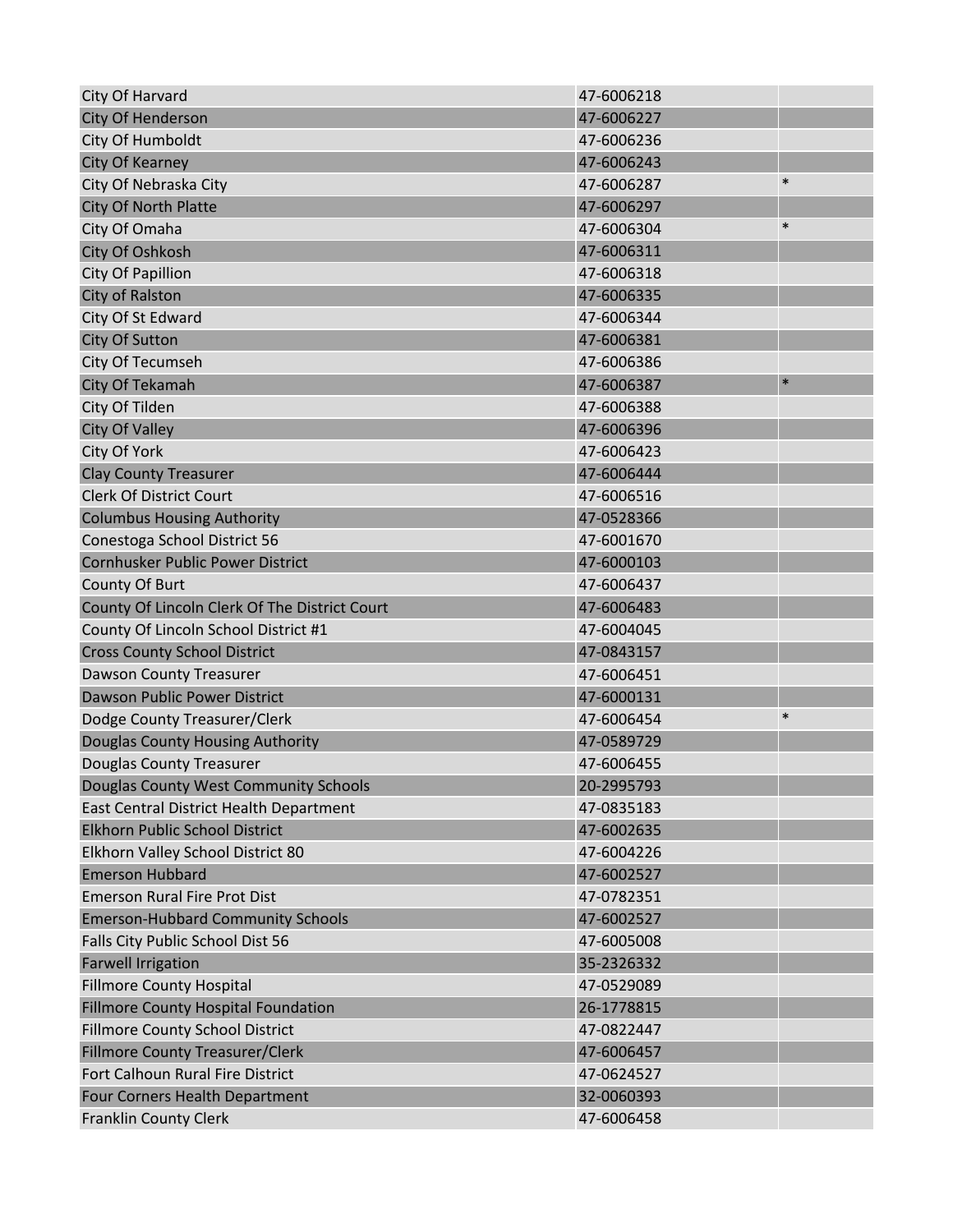| | | |
|---|---|---|
| City Of Harvard | 47-6006218 | |
| City Of Henderson | 47-6006227 | |
| City Of Humboldt | 47-6006236 | |
| City Of Kearney | 47-6006243 | |
| City Of Nebraska City | 47-6006287 | * |
| City Of North Platte | 47-6006297 | |
| City Of Omaha | 47-6006304 | * |
| City Of Oshkosh | 47-6006311 | |
| City Of Papillion | 47-6006318 | |
| City of Ralston | 47-6006335 | |
| City Of St Edward | 47-6006344 | |
| City Of Sutton | 47-6006381 | |
| City Of Tecumseh | 47-6006386 | |
| City Of Tekamah | 47-6006387 | * |
| City Of Tilden | 47-6006388 | |
| City Of Valley | 47-6006396 | |
| City Of York | 47-6006423 | |
| Clay County Treasurer | 47-6006444 | |
| Clerk Of District Court | 47-6006516 | |
| Columbus Housing Authority | 47-0528366 | |
| Conestoga School District 56 | 47-6001670 | |
| Cornhusker Public Power District | 47-6000103 | |
| County Of Burt | 47-6006437 | |
| County Of Lincoln Clerk Of The District Court | 47-6006483 | |
| County Of Lincoln School District #1 | 47-6004045 | |
| Cross County School District | 47-0843157 | |
| Dawson County Treasurer | 47-6006451 | |
| Dawson Public Power District | 47-6000131 | |
| Dodge County Treasurer/Clerk | 47-6006454 | * |
| Douglas County Housing Authority | 47-0589729 | |
| Douglas County Treasurer | 47-6006455 | |
| Douglas County West Community Schools | 20-2995793 | |
| East Central District Health Department | 47-0835183 | |
| Elkhorn Public School District | 47-6002635 | |
| Elkhorn Valley School District 80 | 47-6004226 | |
| Emerson Hubbard | 47-6002527 | |
| Emerson Rural Fire Prot Dist | 47-0782351 | |
| Emerson-Hubbard Community Schools | 47-6002527 | |
| Falls City Public School Dist 56 | 47-6005008 | |
| Farwell Irrigation | 35-2326332 | |
| Fillmore County Hospital | 47-0529089 | |
| Fillmore County Hospital Foundation | 26-1778815 | |
| Fillmore County School District | 47-0822447 | |
| Fillmore County Treasurer/Clerk | 47-6006457 | |
| Fort Calhoun Rural Fire District | 47-0624527 | |
| Four Corners Health Department | 32-0060393 | |
| Franklin County Clerk | 47-6006458 | |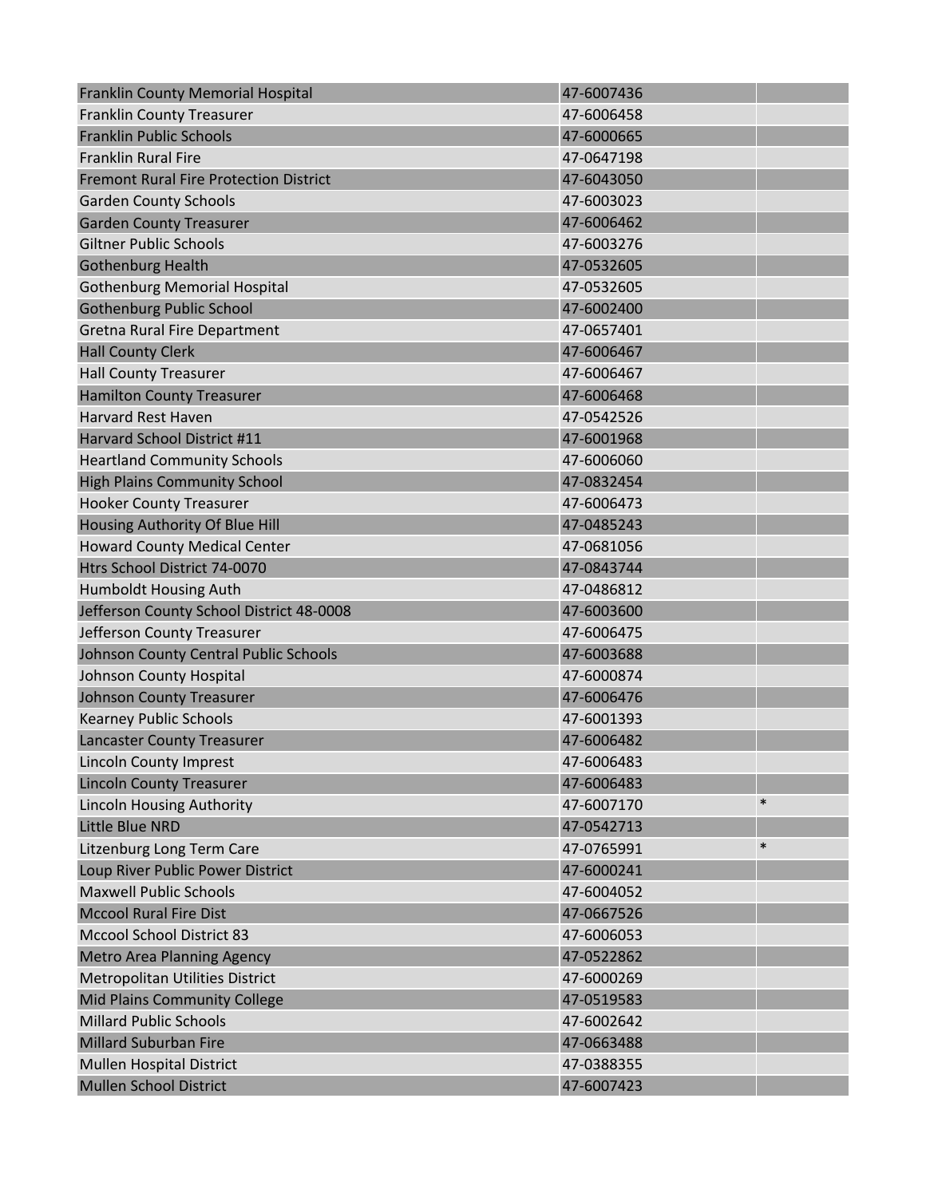| | | |
|---|---|---|
| Franklin County Memorial Hospital | 47-6007436 | |
| Franklin County Treasurer | 47-6006458 | |
| Franklin Public Schools | 47-6000665 | |
| Franklin Rural Fire | 47-0647198 | |
| Fremont Rural Fire Protection District | 47-6043050 | |
| Garden County Schools | 47-6003023 | |
| Garden County Treasurer | 47-6006462 | |
| Giltner Public Schools | 47-6003276 | |
| Gothenburg Health | 47-0532605 | |
| Gothenburg Memorial Hospital | 47-0532605 | |
| Gothenburg Public School | 47-6002400 | |
| Gretna Rural Fire Department | 47-0657401 | |
| Hall County Clerk | 47-6006467 | |
| Hall County Treasurer | 47-6006467 | |
| Hamilton County Treasurer | 47-6006468 | |
| Harvard Rest Haven | 47-0542526 | |
| Harvard School District #11 | 47-6001968 | |
| Heartland Community Schools | 47-6006060 | |
| High Plains Community School | 47-0832454 | |
| Hooker County Treasurer | 47-6006473 | |
| Housing Authority Of Blue Hill | 47-0485243 | |
| Howard County Medical Center | 47-0681056 | |
| Htrs School District 74-0070 | 47-0843744 | |
| Humboldt Housing Auth | 47-0486812 | |
| Jefferson County School District 48-0008 | 47-6003600 | |
| Jefferson County Treasurer | 47-6006475 | |
| Johnson County Central Public Schools | 47-6003688 | |
| Johnson County Hospital | 47-6000874 | |
| Johnson County Treasurer | 47-6006476 | |
| Kearney Public Schools | 47-6001393 | |
| Lancaster County Treasurer | 47-6006482 | |
| Lincoln County Imprest | 47-6006483 | |
| Lincoln County Treasurer | 47-6006483 | |
| Lincoln Housing Authority | 47-6007170 | * |
| Little Blue NRD | 47-0542713 | |
| Litzenburg Long Term Care | 47-0765991 | * |
| Loup River Public Power District | 47-6000241 | |
| Maxwell Public Schools | 47-6004052 | |
| Mccool Rural Fire Dist | 47-0667526 | |
| Mccool School District 83 | 47-6006053 | |
| Metro Area Planning Agency | 47-0522862 | |
| Metropolitan Utilities District | 47-6000269 | |
| Mid Plains Community College | 47-0519583 | |
| Millard Public Schools | 47-6002642 | |
| Millard Suburban Fire | 47-0663488 | |
| Mullen Hospital District | 47-0388355 | |
| Mullen School District | 47-6007423 | |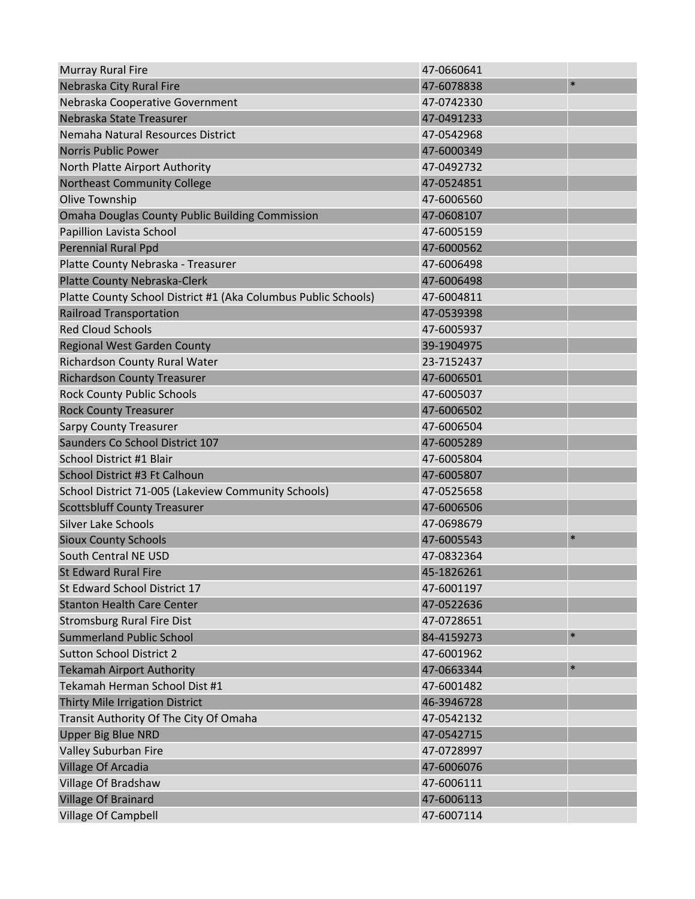| | | |
|---|---|---|
| Murray Rural Fire | 47-0660641 | |
| Nebraska City Rural Fire | 47-6078838 | * |
| Nebraska Cooperative Government | 47-0742330 | |
| Nebraska State Treasurer | 47-0491233 | |
| Nemaha Natural Resources District | 47-0542968 | |
| Norris Public Power | 47-6000349 | |
| North Platte Airport Authority | 47-0492732 | |
| Northeast Community College | 47-0524851 | |
| Olive Township | 47-6006560 | |
| Omaha Douglas County Public Building Commission | 47-0608107 | |
| Papillion Lavista School | 47-6005159 | |
| Perennial Rural Ppd | 47-6000562 | |
| Platte County Nebraska - Treasurer | 47-6006498 | |
| Platte County Nebraska-Clerk | 47-6006498 | |
| Platte County School District #1 (Aka Columbus Public Schools) | 47-6004811 | |
| Railroad Transportation | 47-0539398 | |
| Red Cloud Schools | 47-6005937 | |
| Regional West Garden County | 39-1904975 | |
| Richardson County Rural Water | 23-7152437 | |
| Richardson County Treasurer | 47-6006501 | |
| Rock County Public Schools | 47-6005037 | |
| Rock County Treasurer | 47-6006502 | |
| Sarpy County Treasurer | 47-6006504 | |
| Saunders Co School District 107 | 47-6005289 | |
| School District #1 Blair | 47-6005804 | |
| School District #3 Ft Calhoun | 47-6005807 | |
| School District 71-005 (Lakeview Community Schools) | 47-0525658 | |
| Scottsbluff County Treasurer | 47-6006506 | |
| Silver Lake Schools | 47-0698679 | |
| Sioux County Schools | 47-6005543 | * |
| South Central NE USD | 47-0832364 | |
| St Edward Rural Fire | 45-1826261 | |
| St Edward School District 17 | 47-6001197 | |
| Stanton Health Care Center | 47-0522636 | |
| Stromsburg Rural Fire Dist | 47-0728651 | |
| Summerland Public School | 84-4159273 | * |
| Sutton School District 2 | 47-6001962 | |
| Tekamah Airport Authority | 47-0663344 | * |
| Tekamah Herman School Dist #1 | 47-6001482 | |
| Thirty Mile Irrigation District | 46-3946728 | |
| Transit Authority Of The City Of Omaha | 47-0542132 | |
| Upper Big Blue NRD | 47-0542715 | |
| Valley Suburban Fire | 47-0728997 | |
| Village Of Arcadia | 47-6006076 | |
| Village Of Bradshaw | 47-6006111 | |
| Village Of Brainard | 47-6006113 | |
| Village Of Campbell | 47-6007114 | |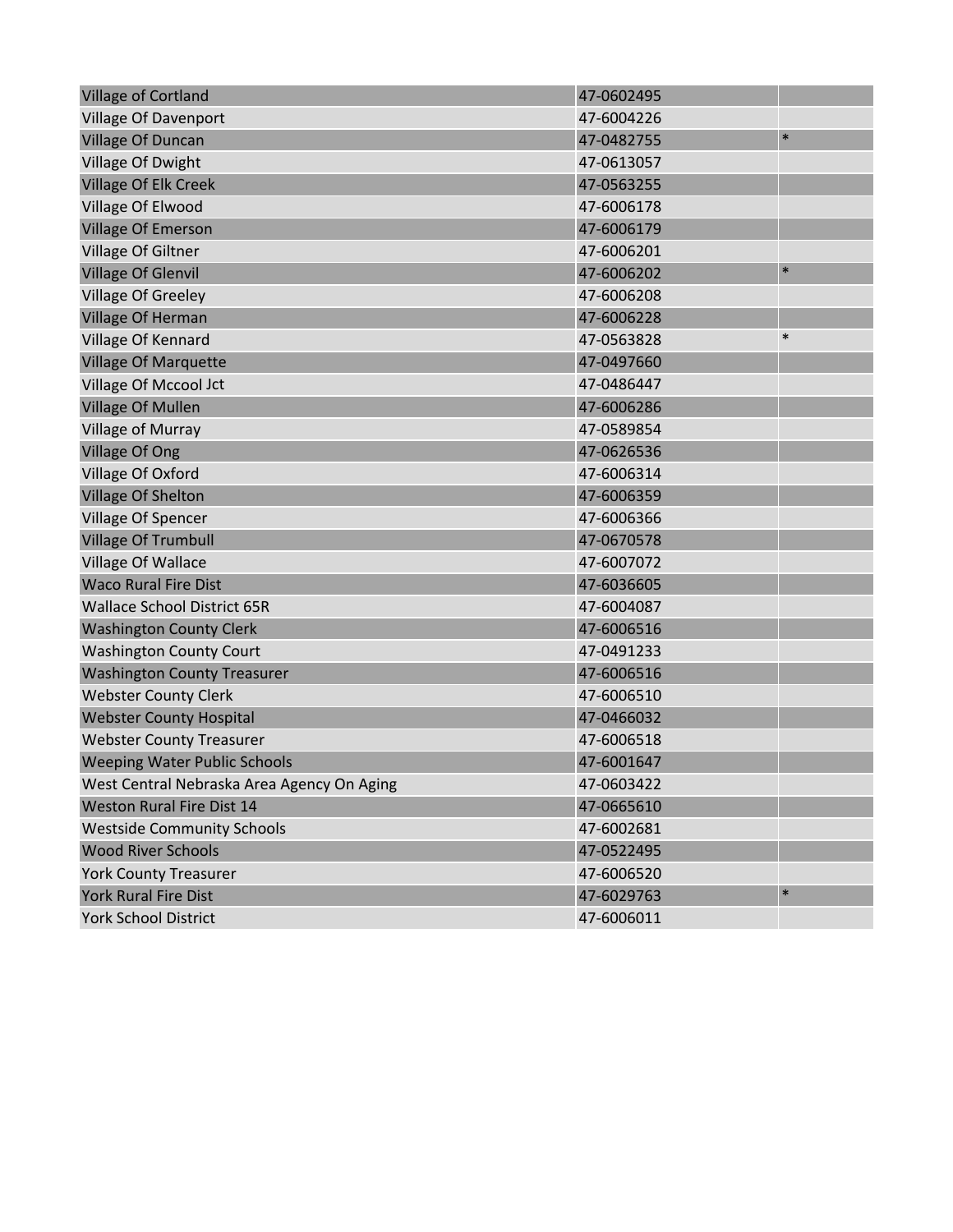| | | |
|---|---|---|
| Village of Cortland | 47-0602495 | |
| Village Of Davenport | 47-6004226 | |
| Village Of Duncan | 47-0482755 | * |
| Village Of Dwight | 47-0613057 | |
| Village Of Elk Creek | 47-0563255 | |
| Village Of Elwood | 47-6006178 | |
| Village Of Emerson | 47-6006179 | |
| Village Of Giltner | 47-6006201 | |
| Village Of Glenvil | 47-6006202 | * |
| Village Of Greeley | 47-6006208 | |
| Village Of Herman | 47-6006228 | |
| Village Of Kennard | 47-0563828 | * |
| Village Of Marquette | 47-0497660 | |
| Village Of Mccool Jct | 47-0486447 | |
| Village Of Mullen | 47-6006286 | |
| Village of Murray | 47-0589854 | |
| Village Of Ong | 47-0626536 | |
| Village Of Oxford | 47-6006314 | |
| Village Of Shelton | 47-6006359 | |
| Village Of Spencer | 47-6006366 | |
| Village Of Trumbull | 47-0670578 | |
| Village Of Wallace | 47-6007072 | |
| Waco Rural Fire Dist | 47-6036605 | |
| Wallace School District 65R | 47-6004087 | |
| Washington County Clerk | 47-6006516 | |
| Washington County Court | 47-0491233 | |
| Washington County Treasurer | 47-6006516 | |
| Webster County Clerk | 47-6006510 | |
| Webster County Hospital | 47-0466032 | |
| Webster County Treasurer | 47-6006518 | |
| Weeping Water Public Schools | 47-6001647 | |
| West Central Nebraska Area Agency On Aging | 47-0603422 | |
| Weston Rural Fire Dist 14 | 47-0665610 | |
| Westside Community Schools | 47-6002681 | |
| Wood River Schools | 47-0522495 | |
| York County Treasurer | 47-6006520 | |
| York Rural Fire Dist | 47-6029763 | * |
| York School District | 47-6006011 | |